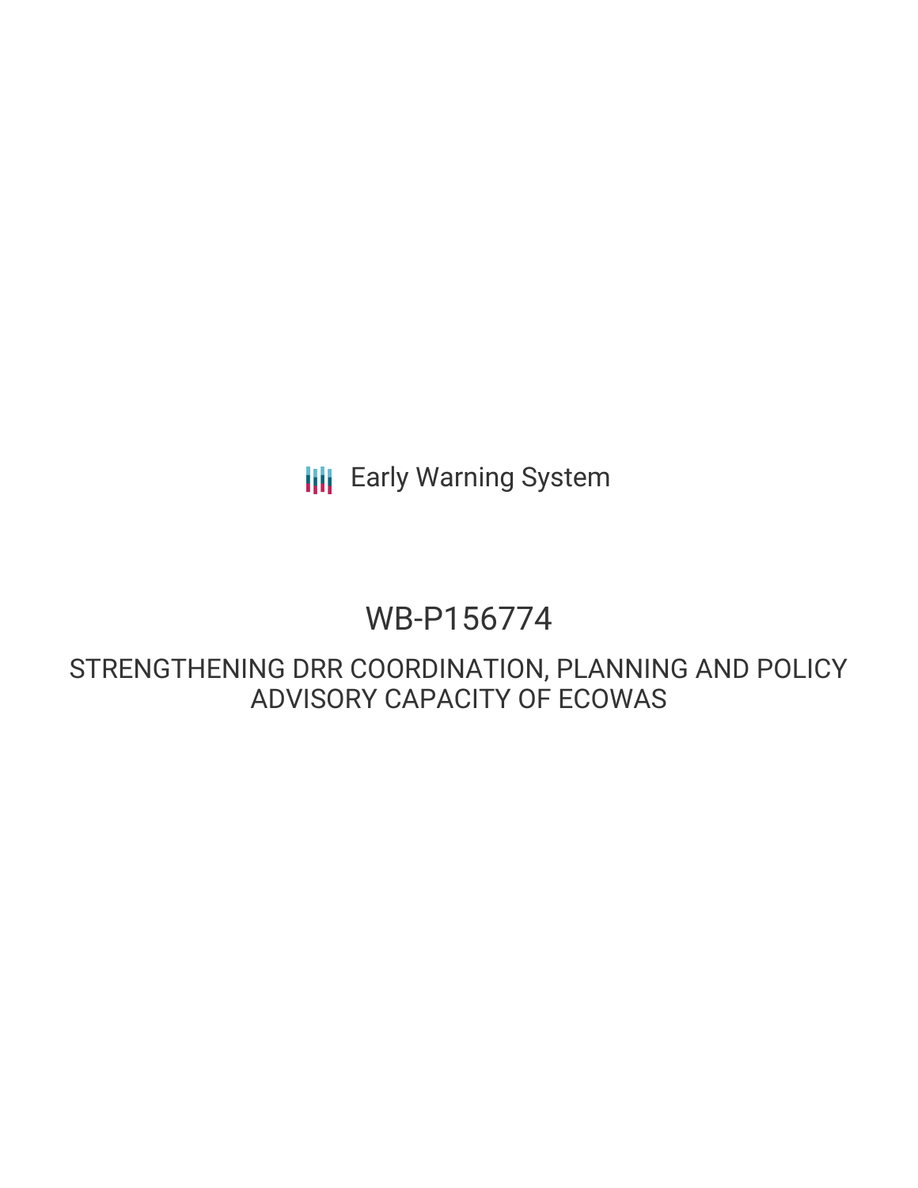Early Warning System

# WB-P156774

## STRENGTHENING DRR COORDINATION, PLANNING AND POLICY ADVISORY CAPACITY OF ECOWAS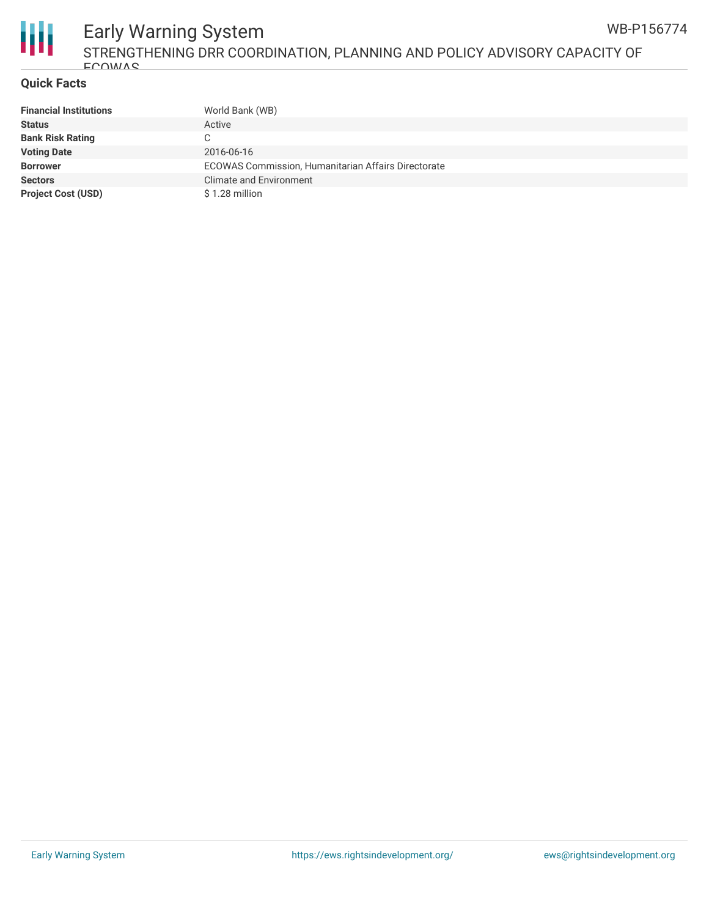## Quick Facts

| | |
|---|---|
| **Financial Institutions** | World Bank (WB) |
| **Status** | Active |
| **Bank Risk Rating** | C |
| **Voting Date** | 2016-06-16 |
| **Borrower** | ECOWAS Commission, Humanitarian Affairs Directorate |
| **Sectors** | Climate and Environment |
| **Project Cost (USD)** | $ 1.28 million |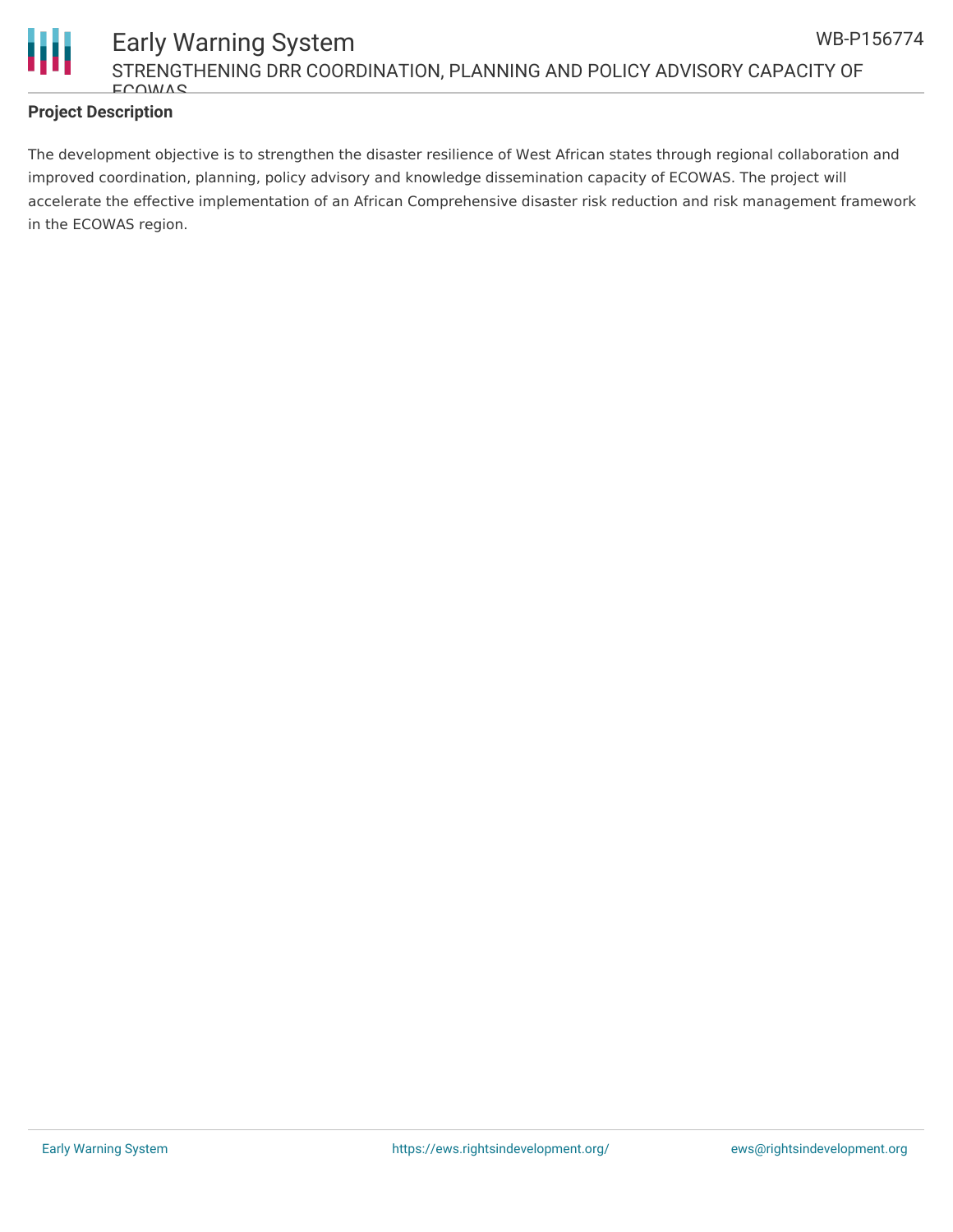**Project Description**

The development objective is to strengthen the disaster resilience of West African states through regional collaboration and improved coordination, planning, policy advisory and knowledge dissemination capacity of ECOWAS. The project will accelerate the effective implementation of an African Comprehensive disaster risk reduction and risk management framework in the ECOWAS region.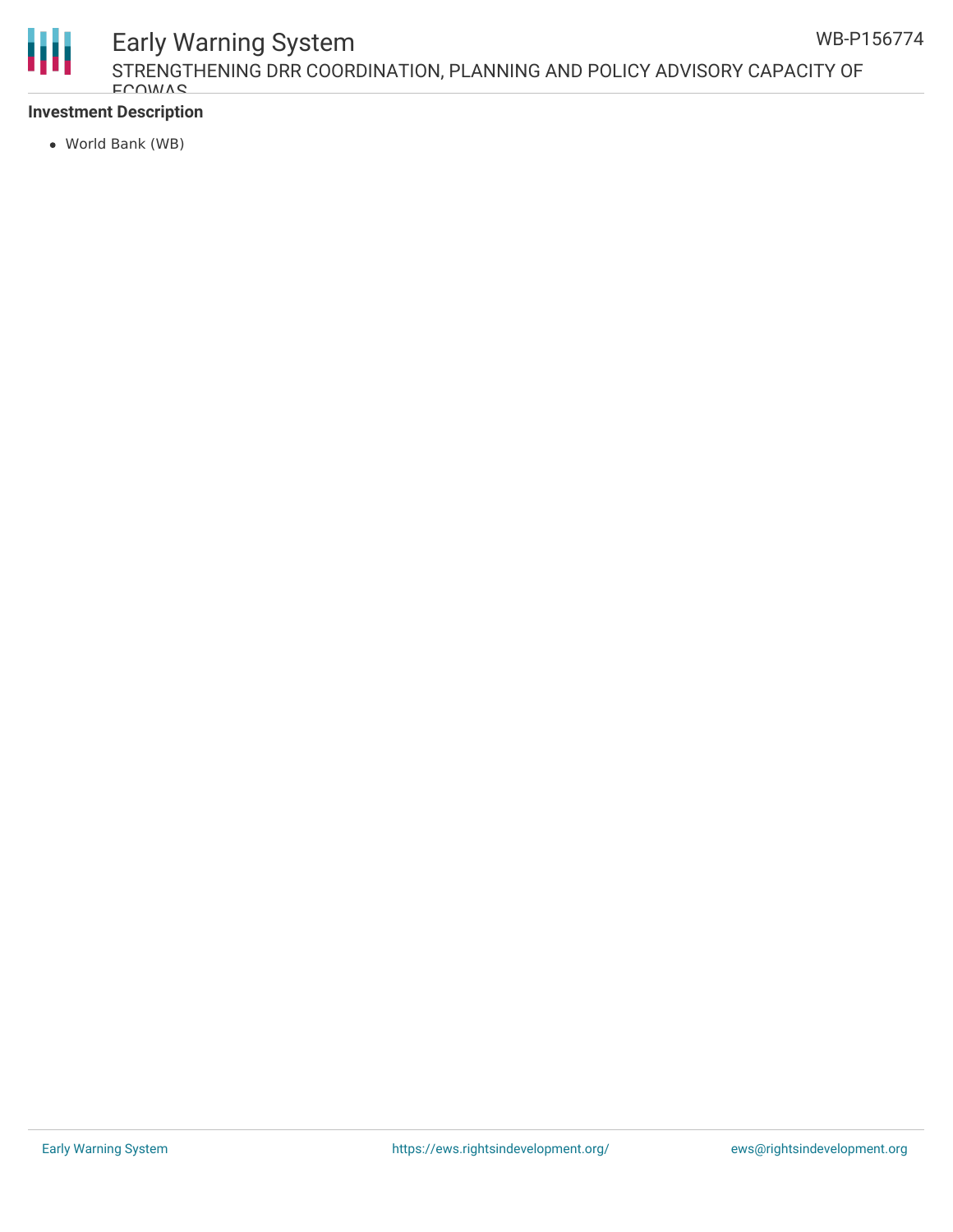**Investment Description**

- World Bank (WB)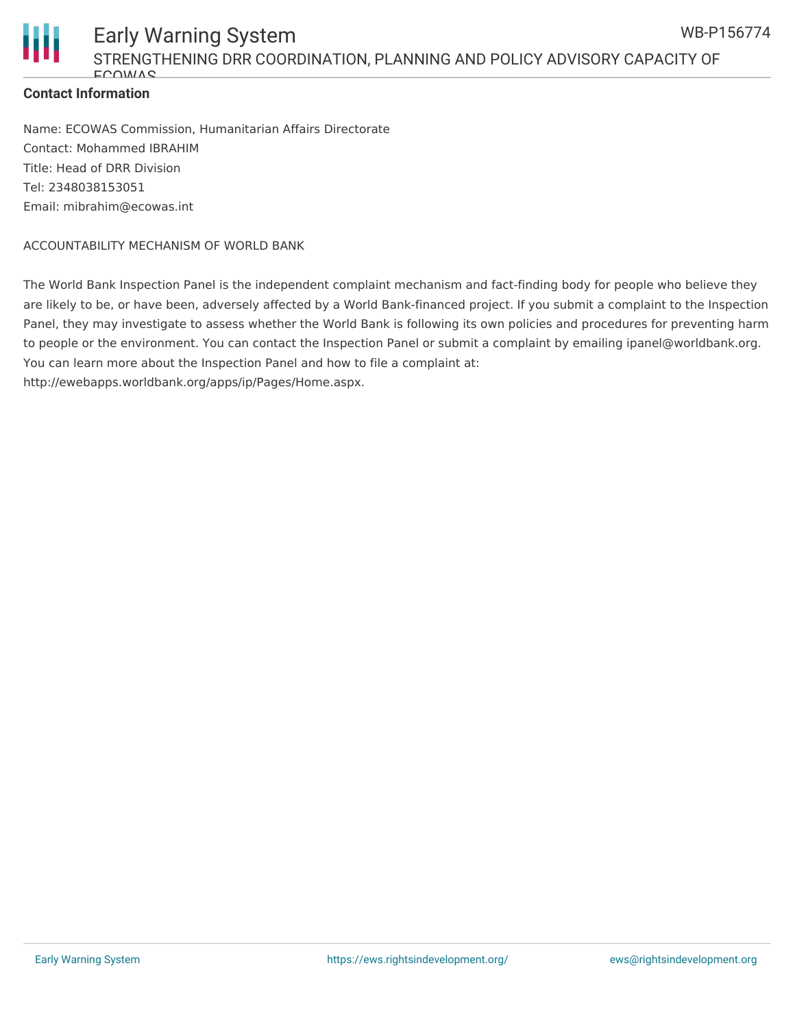**Contact Information**

Name: ECOWAS Commission, Humanitarian Affairs Directorate
Contact: Mohammed IBRAHIM
Title: Head of DRR Division
Tel: 2348038153051
Email: mibrahim@ecowas.int

ACCOUNTABILITY MECHANISM OF WORLD BANK

The World Bank Inspection Panel is the independent complaint mechanism and fact-finding body for people who believe they are likely to be, or have been, adversely affected by a World Bank-financed project. If you submit a complaint to the Inspection Panel, they may investigate to assess whether the World Bank is following its own policies and procedures for preventing harm to people or the environment. You can contact the Inspection Panel or submit a complaint by emailing ipanel@worldbank.org. You can learn more about the Inspection Panel and how to file a complaint at: http://ewebapps.worldbank.org/apps/ip/Pages/Home.aspx.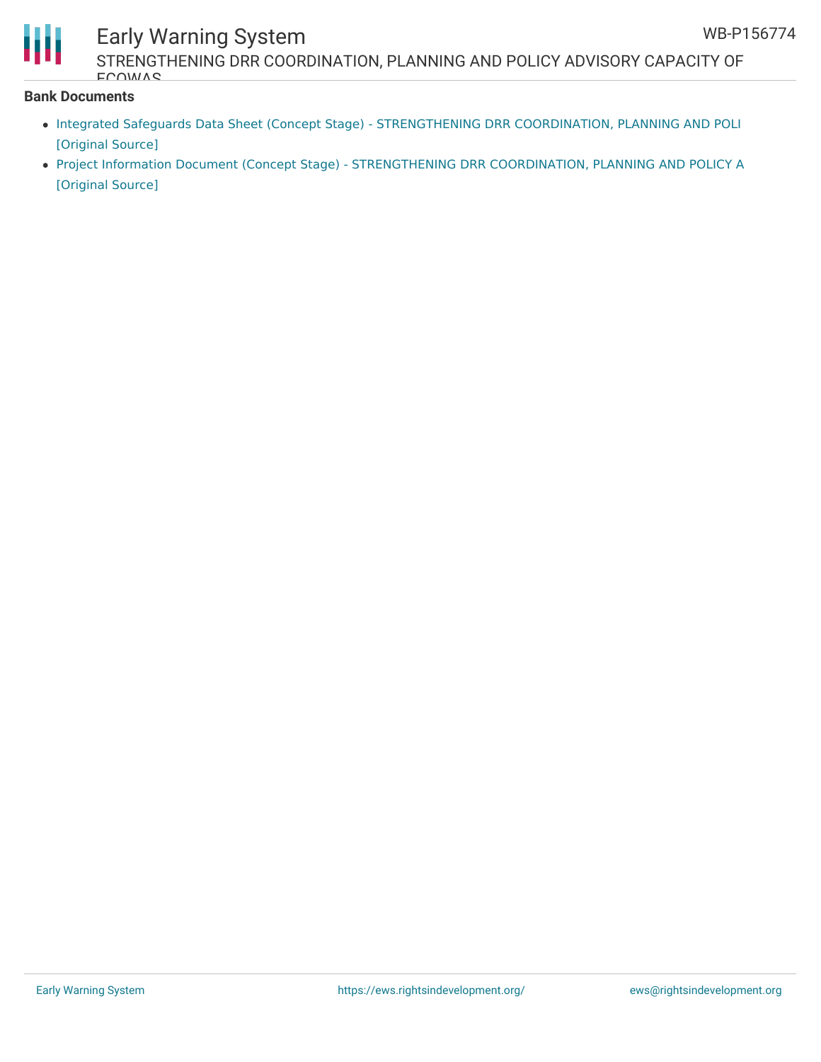**Bank Documents**

- Integrated Safeguards Data Sheet (Concept Stage) - STRENGTHENING DRR COORDINATION, PLANNING AND POLI [Original Source]
- Project Information Document (Concept Stage) - STRENGTHENING DRR COORDINATION, PLANNING AND POLICY A [Original Source]